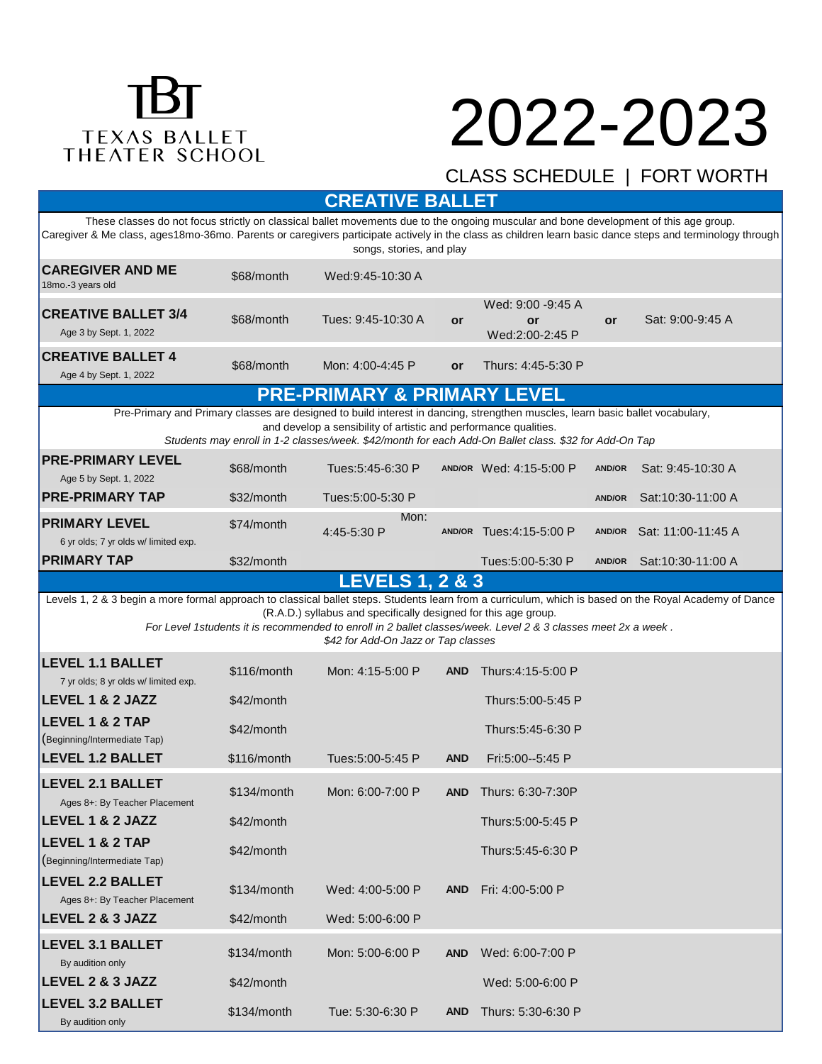TBT
TEXAS BALLET THEATER SCHOOL

# 2022-2023

CLASS SCHEDULE | FORT WORTH

## CREATIVE BALLET

These classes do not focus strictly on classical ballet movements due to the ongoing muscular and bone development of this age group. Caregiver & Me class, ages18mo-36mo. Parents or caregivers participate actively in the class as children learn basic dance steps and terminology through songs, stories, and play

| Class | Price | Time | | Time | | Time |
|---|---|---|---|---|---|---|
| **CAREGIVER AND ME** 18mo.-3 years old | $68/month | Wed:9:45-10:30 A | | | | |
| **CREATIVE BALLET 3/4** Age 3 by Sept. 1, 2022 | $68/month | Tues: 9:45-10:30 A | **or** | Wed: 9:00 -9:45 A **or** Wed:2:00-2:45 P | **or** | Sat: 9:00-9:45 A |
| **CREATIVE BALLET 4** Age 4 by Sept. 1, 2022 | $68/month | Mon: 4:00-4:45 P | **or** | Thurs: 4:45-5:30 P | | |

## PRE-PRIMARY & PRIMARY LEVEL

Pre-Primary and Primary classes are designed to build interest in dancing, strengthen muscles, learn basic ballet vocabulary, and develop a sensibility of artistic and performance qualities.

*Students may enroll in 1-2 classes/week. $42/month for each Add-On Ballet class. $32 for Add-On Tap*

| Class | Price | Time | | Time | | Time |
|---|---|---|---|---|---|---|
| **PRE-PRIMARY LEVEL** Age 5 by Sept. 1, 2022 | $68/month | Tues:5:45-6:30 P | **AND/OR** | Wed: 4:15-5:00 P | **AND/OR** | Sat: 9:45-10:30 A |
| **PRE-PRIMARY TAP** | $32/month | Tues:5:00-5:30 P | | | **AND/OR** | Sat:10:30-11:00 A |
| **PRIMARY LEVEL** 6 yr olds; 7 yr olds w/ limited exp. | $74/month | Mon: 4:45-5:30 P | **AND/OR** | Tues:4:15-5:00 P | **AND/OR** | Sat: 11:00-11:45 A |
| **PRIMARY TAP** | $32/month | | | Tues:5:00-5:30 P | **AND/OR** | Sat:10:30-11:00 A |

## LEVELS 1, 2 & 3

Levels 1, 2 & 3 begin a more formal approach to classical ballet steps. Students learn from a curriculum, which is based on the Royal Academy of Dance (R.A.D.) syllabus and specifically designed for this age group.

*For Level 1students it is recommended to enroll in 2 ballet classes/week. Level 2 & 3 classes meet 2x a week .*

*$42 for Add-On Jazz or Tap classes*

| Class | Price | Time | | Time |
|---|---|---|---|---|
| **LEVEL 1.1 BALLET** 7 yr olds; 8 yr olds w/ limited exp. | $116/month | Mon: 4:15-5:00 P | **AND** | Thurs:4:15-5:00 P |
| **LEVEL 1 & 2 JAZZ** | $42/month | | | Thurs:5:00-5:45 P |
| **LEVEL 1 & 2 TAP** (Beginning/Intermediate Tap) | $42/month | | | Thurs:5:45-6:30 P |
| **LEVEL 1.2 BALLET** | $116/month | Tues:5:00-5:45 P | **AND** | Fri:5:00--5:45 P |
| **LEVEL 2.1 BALLET** Ages 8+: By Teacher Placement | $134/month | Mon: 6:00-7:00 P | **AND** | Thurs: 6:30-7:30P |
| **LEVEL 1 & 2 JAZZ** | $42/month | | | Thurs:5:00-5:45 P |
| **LEVEL 1 & 2 TAP** (Beginning/Intermediate Tap) | $42/month | | | Thurs:5:45-6:30 P |
| **LEVEL 2.2 BALLET** Ages 8+: By Teacher Placement | $134/month | Wed: 4:00-5:00 P | **AND** | Fri: 4:00-5:00 P |
| **LEVEL 2 & 3 JAZZ** | $42/month | Wed: 5:00-6:00 P | | |
| **LEVEL 3.1 BALLET** By audition only | $134/month | Mon: 5:00-6:00 P | **AND** | Wed: 6:00-7:00 P |
| **LEVEL 2 & 3 JAZZ** | $42/month | | | Wed: 5:00-6:00 P |
| **LEVEL 3.2 BALLET** By audition only | $134/month | Tue: 5:30-6:30 P | **AND** | Thurs: 5:30-6:30 P |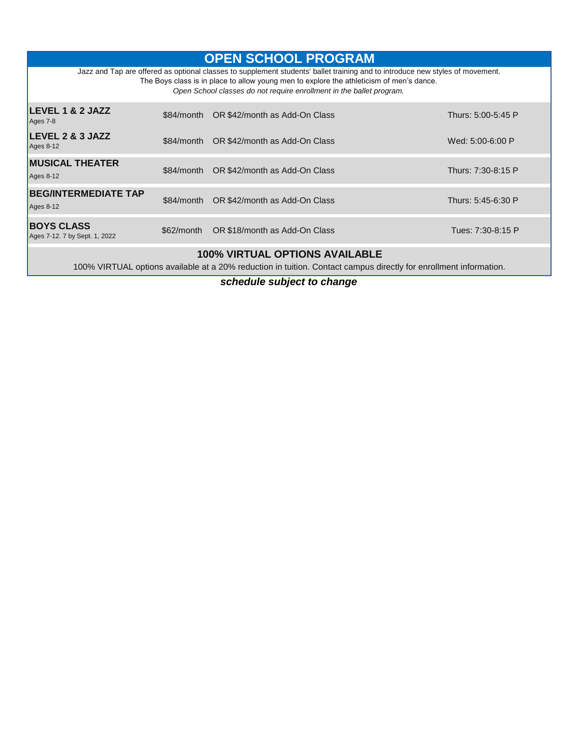# OPEN SCHOOL PROGRAM

Jazz and Tap are offered as optional classes to supplement students' ballet training and to introduce new styles of movement.
The Boys class is in place to allow young men to explore the athleticism of men's dance.
*Open School classes do not require enrollment in the ballet program.*

| Class | Tuition | Add-On | Schedule |
|---|---|---|---|
| **LEVEL 1 & 2 JAZZ** Ages 7-8 | $84/month | OR $42/month as Add-On Class | Thurs: 5:00-5:45 P |
| **LEVEL 2 & 3 JAZZ** Ages 8-12 | $84/month | OR $42/month as Add-On Class | Wed: 5:00-6:00 P |
| **MUSICAL THEATER** Ages 8-12 | $84/month | OR $42/month as Add-On Class | Thurs: 7:30-8:15 P |
| **BEG/INTERMEDIATE TAP** Ages 8-12 | $84/month | OR $42/month as Add-On Class | Thurs: 5:45-6:30 P |
| **BOYS CLASS** Ages 7-12. 7 by Sept. 1, 2022 | $62/month | OR $18/month as Add-On Class | Tues: 7:30-8:15 P |

## 100% VIRTUAL OPTIONS AVAILABLE

100% VIRTUAL options available at a 20% reduction in tuition. Contact campus directly for enrollment information.

***schedule subject to change***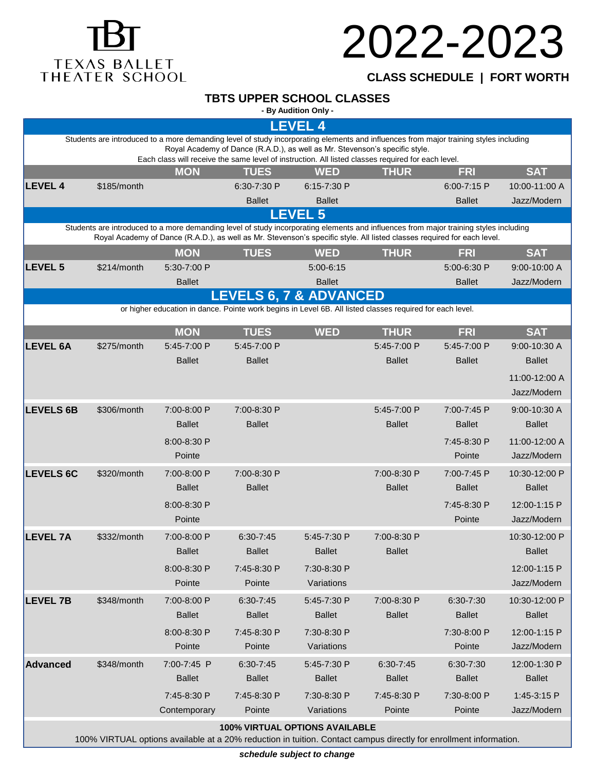TEXAS BALLET THEATER SCHOOL

# 2022-2023

**CLASS SCHEDULE | FORT WORTH**

## TBTS UPPER SCHOOL CLASSES

**- By Audition Only -**

### LEVEL 4

Students are introduced to a more demanding level of study incorporating elements and influences from major training styles including Royal Academy of Dance (R.A.D.), as well as Mr. Stevenson's specific style.
Each class will receive the same level of instruction. All listed classes required for each level.

| | | MON | TUES | WED | THUR | FRI | SAT |
|---|---|---|---|---|---|---|---|
| **LEVEL 4** | $185/month | | 6:30-7:30 P | 6:15-7:30 P | | 6:00-7:15 P | 10:00-11:00 A |
| | | | Ballet | Ballet | | Ballet | Jazz/Modern |

### LEVEL 5

Students are introduced to a more demanding level of study incorporating elements and influences from major training styles including Royal Academy of Dance (R.A.D.), as well as Mr. Stevenson's specific style. All listed classes required for each level.

| | | MON | TUES | WED | THUR | FRI | SAT |
|---|---|---|---|---|---|---|---|
| **LEVEL 5** | $214/month | 5:30-7:00 P | | 5:00-6:15 | | 5:00-6:30 P | 9:00-10:00 A |
| | | Ballet | | Ballet | | Ballet | Jazz/Modern |

### LEVELS 6, 7 & ADVANCED

or higher education in dance. Pointe work begins in Level 6B. All listed classes required for each level.

| | | MON | TUES | WED | THUR | FRI | SAT |
|---|---|---|---|---|---|---|---|
| **LEVEL 6A** | $275/month | 5:45-7:00 P | 5:45-7:00 P | | 5:45-7:00 P | 5:45-7:00 P | 9:00-10:30 A |
| | | Ballet | Ballet | | Ballet | Ballet | Ballet |
| | | | | | | | 11:00-12:00 A |
| | | | | | | | Jazz/Modern |
| **LEVELS 6B** | $306/month | 7:00-8:00 P | 7:00-8:30 P | | 5:45-7:00 P | 7:00-7:45 P | 9:00-10:30 A |
| | | Ballet | Ballet | | Ballet | Ballet | Ballet |
| | | 8:00-8:30 P | | | | 7:45-8:30 P | 11:00-12:00 A |
| | | Pointe | | | | Pointe | Jazz/Modern |
| **LEVELS 6C** | $320/month | 7:00-8:00 P | 7:00-8:30 P | | 7:00-8:30 P | 7:00-7:45 P | 10:30-12:00 P |
| | | Ballet | Ballet | | Ballet | Ballet | Ballet |
| | | 8:00-8:30 P | | | | 7:45-8:30 P | 12:00-1:15 P |
| | | Pointe | | | | Pointe | Jazz/Modern |
| **LEVEL 7A** | $332/month | 7:00-8:00 P | 6:30-7:45 | 5:45-7:30 P | 7:00-8:30 P | | 10:30-12:00 P |
| | | Ballet | Ballet | Ballet | Ballet | | Ballet |
| | | 8:00-8:30 P | 7:45-8:30 P | 7:30-8:30 P | | | 12:00-1:15 P |
| | | Pointe | Pointe | Variations | | | Jazz/Modern |
| **LEVEL 7B** | $348/month | 7:00-8:00 P | 6:30-7:45 | 5:45-7:30 P | 7:00-8:30 P | 6:30-7:30 | 10:30-12:00 P |
| | | Ballet | Ballet | Ballet | Ballet | Ballet | Ballet |
| | | 8:00-8:30 P | 7:45-8:30 P | 7:30-8:30 P | | 7:30-8:00 P | 12:00-1:15 P |
| | | Pointe | Pointe | Variations | | Pointe | Jazz/Modern |
| **Advanced** | $348/month | 7:00-7:45 P | 6:30-7:45 | 5:45-7:30 P | 6:30-7:45 | 6:30-7:30 | 12:00-1:30 P |
| | | Ballet | Ballet | Ballet | Ballet | Ballet | Ballet |
| | | 7:45-8:30 P | 7:45-8:30 P | 7:30-8:30 P | 7:45-8:30 P | 7:30-8:00 P | 1:45-3:15 P |
| | | Contemporary | Pointe | Variations | Pointe | Pointe | Jazz/Modern |

**100% VIRTUAL OPTIONS AVAILABLE**

100% VIRTUAL options available at a 20% reduction in tuition. Contact campus directly for enrollment information.

***schedule subject to change***